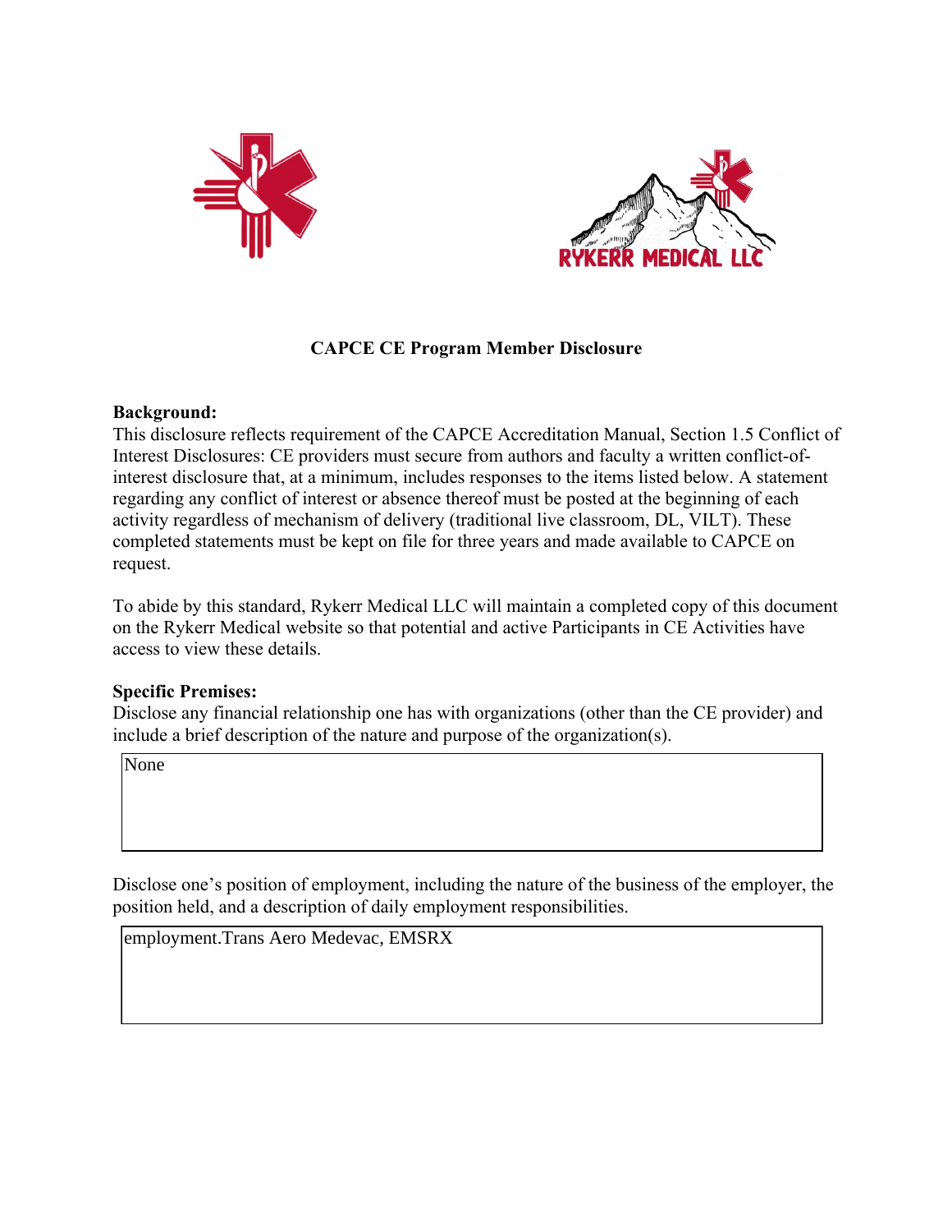**CAPCE CE Program Member Disclosure**

**Background:**
This disclosure reflects requirement of the CAPCE Accreditation Manual, Section 1.5 Conflict of Interest Disclosures: CE providers must secure from authors and faculty a written conflict-of-interest disclosure that, at a minimum, includes responses to the items listed below. A statement regarding any conflict of interest or absence thereof must be posted at the beginning of each activity regardless of mechanism of delivery (traditional live classroom, DL, VILT). These completed statements must be kept on file for three years and made available to CAPCE on request.

To abide by this standard, Rykerr Medical LLC will maintain a completed copy of this document on the Rykerr Medical website so that potential and active Participants in CE Activities have access to view these details.

**Specific Premises:**
Disclose any financial relationship one has with organizations (other than the CE provider) and include a brief description of the nature and purpose of the organization(s).

None

Disclose one's position of employment, including the nature of the business of the employer, the position held, and a description of daily employment responsibilities.

employment.Trans Aero Medevac, EMSRX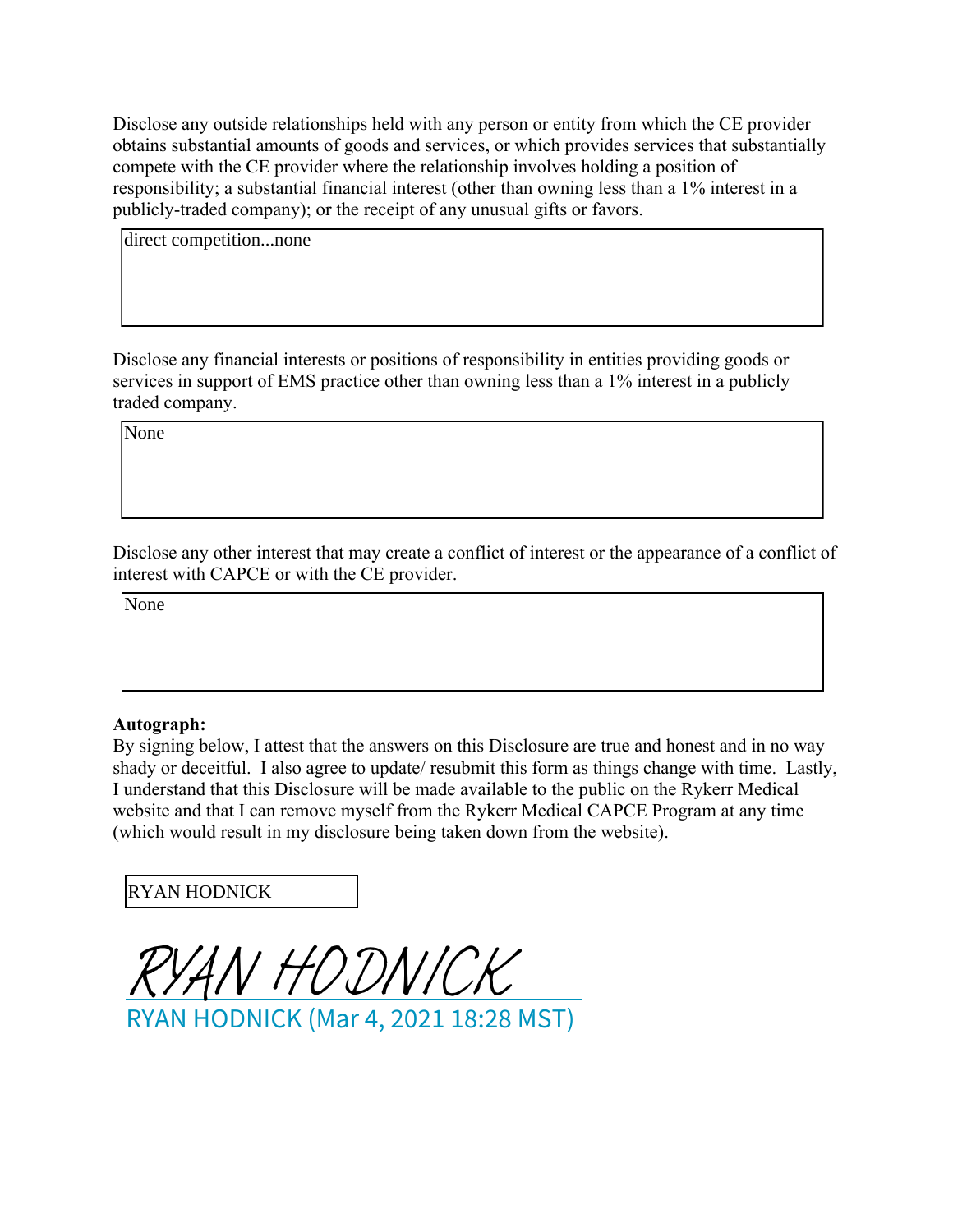Disclose any outside relationships held with any person or entity from which the CE provider obtains substantial amounts of goods and services, or which provides services that substantially compete with the CE provider where the relationship involves holding a position of responsibility; a substantial financial interest (other than owning less than a 1% interest in a publicly-traded company); or the receipt of any unusual gifts or favors.

direct competition...none

Disclose any financial interests or positions of responsibility in entities providing goods or services in support of EMS practice other than owning less than a 1% interest in a publicly traded company.

None

Disclose any other interest that may create a conflict of interest or the appearance of a conflict of interest with CAPCE or with the CE provider.

None

**Autograph:**

By signing below, I attest that the answers on this Disclosure are true and honest and in no way shady or deceitful. I also agree to update/ resubmit this form as things change with time. Lastly, I understand that this Disclosure will be made available to the public on the Rykerr Medical website and that I can remove myself from the Rykerr Medical CAPCE Program at any time (which would result in my disclosure being taken down from the website).

RYAN HODNICK

RYAN HODNICK

RYAN HODNICK (Mar 4, 2021 18:28 MST)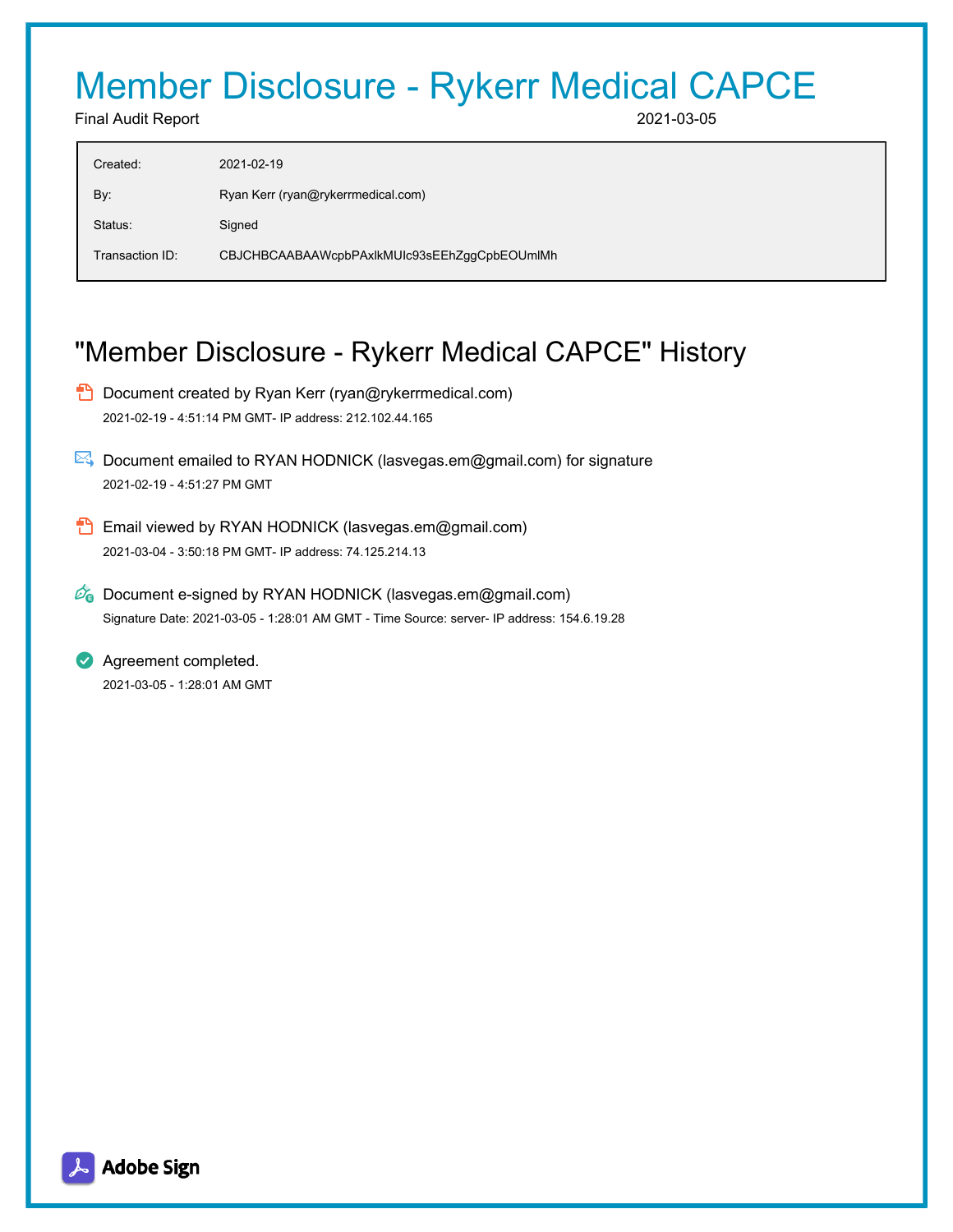# Member Disclosure - Rykerr Medical CAPCE

Final Audit Report 2021-03-05

| | |
|---|---|
| Created: | 2021-02-19 |
| By: | Ryan Kerr (ryan@rykerrmedical.com) |
| Status: | Signed |
| Transaction ID: | CBJCHBCAABAAWcpbPAxlkMUIc93sEEhZggCpbEOUmlMh |

## "Member Disclosure - Rykerr Medical CAPCE" History

- Document created by Ryan Kerr (ryan@rykerrmedical.com)
  2021-02-19 - 4:51:14 PM GMT- IP address: 212.102.44.165

- Document emailed to RYAN HODNICK (lasvegas.em@gmail.com) for signature
  2021-02-19 - 4:51:27 PM GMT

- Email viewed by RYAN HODNICK (lasvegas.em@gmail.com)
  2021-03-04 - 3:50:18 PM GMT- IP address: 74.125.214.13

- Document e-signed by RYAN HODNICK (lasvegas.em@gmail.com)
  Signature Date: 2021-03-05 - 1:28:01 AM GMT - Time Source: server- IP address: 154.6.19.28

- Agreement completed.
  2021-03-05 - 1:28:01 AM GMT

Adobe Sign